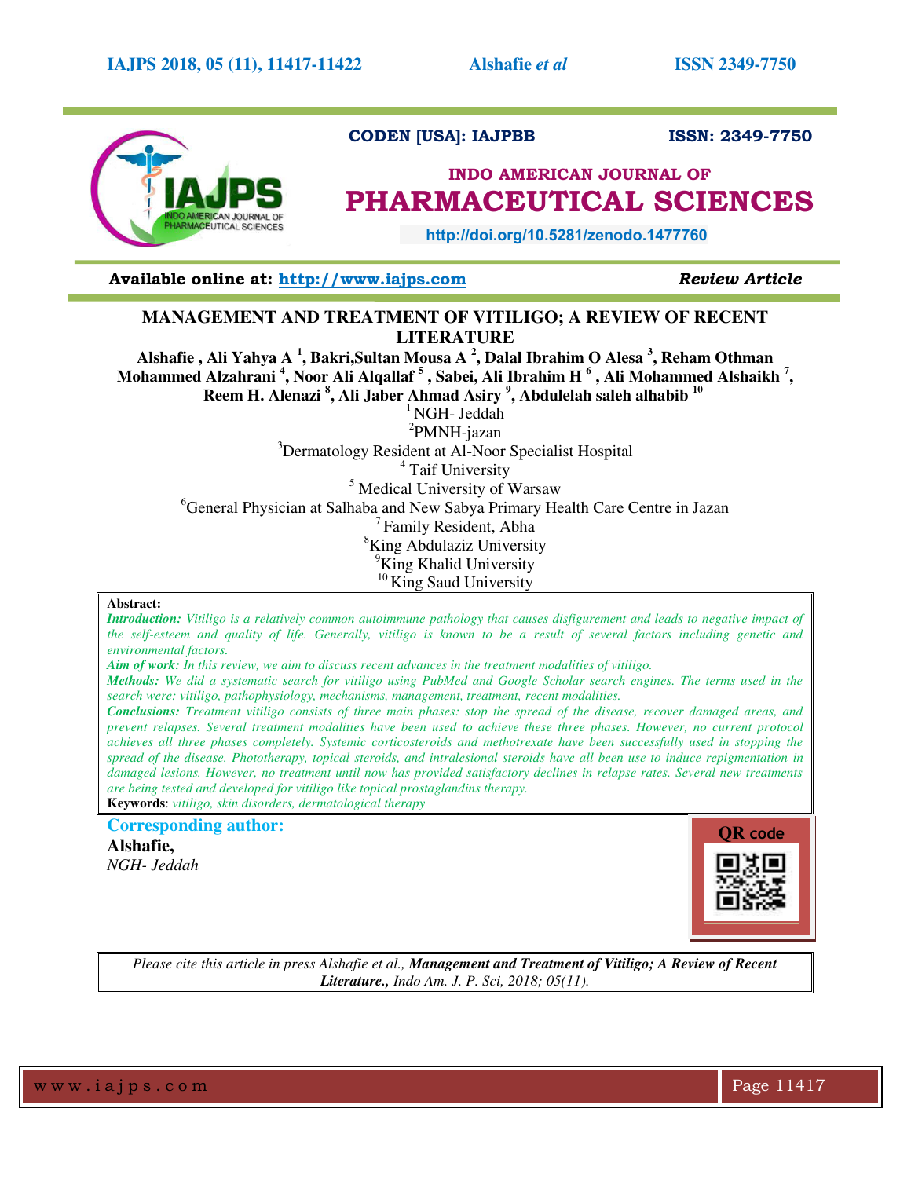CODEN [USA]: IAJPBB ISSN: 2349-7750

## INDO AMERICAN JOURNAL OF PHARMACEUTICAL SCIENCES

http://doi.org/10.5281/zenodo.1477760

**Available online at: http://www.iajps.com** *Review Article*

# MANAGEMENT AND TREATMENT OF VITILIGO; A REVIEW OF RECENT LITERATURE

**Alshafie , Ali Yahya A [1], Bakri,Sultan Mousa A [2], Dalal Ibrahim O Alesa [3], Reham Othman Mohammed Alzahrani [4], Noor Ali Alqallaf [5] , Sabei, Ali Ibrahim H [6] , Ali Mohammed Alshaikh [7], Reem H. Alenazi [8], Ali Jaber Ahmad Asiry [9], Abdulelah saleh alhabib [10]**

[1] NGH- Jeddah
[2] PMNH-jazan
[3] Dermatology Resident at Al-Noor Specialist Hospital
[4] Taif University
[5] Medical University of Warsaw
[6] General Physician at Salhaba and New Sabya Primary Health Care Centre in Jazan
[7] Family Resident, Abha
[8] King Abdulaziz University
[9] King Khalid University
[10] King Saud University

**Abstract:**

***Introduction:*** *Vitiligo is a relatively common autoimmune pathology that causes disfigurement and leads to negative impact of the self-esteem and quality of life. Generally, vitiligo is known to be a result of several factors including genetic and environmental factors.*

***Aim of work:*** *In this review, we aim to discuss recent advances in the treatment modalities of vitiligo.*

***Methods:*** *We did a systematic search for vitiligo using PubMed and Google Scholar search engines. The terms used in the search were: vitiligo, pathophysiology, mechanisms, management, treatment, recent modalities.*

***Conclusions:*** *Treatment vitiligo consists of three main phases: stop the spread of the disease, recover damaged areas, and prevent relapses. Several treatment modalities have been used to achieve these three phases. However, no current protocol achieves all three phases completely. Systemic corticosteroids and methotrexate have been successfully used in stopping the spread of the disease. Phototherapy, topical steroids, and intralesional steroids have all been use to induce repigmentation in damaged lesions. However, no treatment until now has provided satisfactory declines in relapse rates. Several new treatments are being tested and developed for vitiligo like topical prostaglandins therapy.*

**Keywords**: *vitiligo, skin disorders, dermatological therapy*

**Corresponding author:**
**Alshafie,**
*NGH- Jeddah*

QR code

*Please cite this article in press Alshafie et al., **Management and Treatment of Vitiligo; A Review of Recent Literature.,** Indo Am. J. P. Sci, 2018; 05(11).*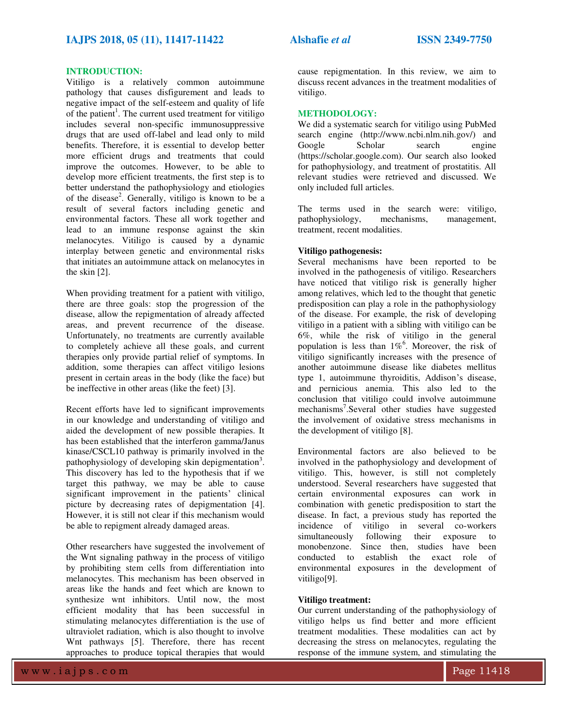## INTRODUCTION:

Vitiligo is a relatively common autoimmune pathology that causes disfigurement and leads to negative impact of the self-esteem and quality of life of the patient[1]. The current used treatment for vitiligo includes several non-specific immunosuppressive drugs that are used off-label and lead only to mild benefits. Therefore, it is essential to develop better more efficient drugs and treatments that could improve the outcomes. However, to be able to develop more efficient treatments, the first step is to better understand the pathophysiology and etiologies of the disease[2]. Generally, vitiligo is known to be a result of several factors including genetic and environmental factors. These all work together and lead to an immune response against the skin melanocytes. Vitiligo is caused by a dynamic interplay between genetic and environmental risks that initiates an autoimmune attack on melanocytes in the skin [2].

When providing treatment for a patient with vitiligo, there are three goals: stop the progression of the disease, allow the repigmentation of already affected areas, and prevent recurrence of the disease. Unfortunately, no treatments are currently available to completely achieve all these goals, and current therapies only provide partial relief of symptoms. In addition, some therapies can affect vitiligo lesions present in certain areas in the body (like the face) but be ineffective in other areas (like the feet) [3].

Recent efforts have led to significant improvements in our knowledge and understanding of vitiligo and aided the development of new possible therapies. It has been established that the interferon gamma/Janus kinase/CSCL10 pathway is primarily involved in the pathophysiology of developing skin depigmentation[3]. This discovery has led to the hypothesis that if we target this pathway, we may be able to cause significant improvement in the patients' clinical picture by decreasing rates of depigmentation [4]. However, it is still not clear if this mechanism would be able to repigment already damaged areas.

Other researchers have suggested the involvement of the Wnt signaling pathway in the process of vitiligo by prohibiting stem cells from differentiation into melanocytes. This mechanism has been observed in areas like the hands and feet which are known to synthesize wnt inhibitors. Until now, the most efficient modality that has been successful in stimulating melanocytes differentiation is the use of ultraviolet radiation, which is also thought to involve Wnt pathways [5]. Therefore, there has recent approaches to produce topical therapies that would cause repigmentation. In this review, we aim to discuss recent advances in the treatment modalities of vitiligo.

## METHODOLOGY:

We did a systematic search for vitiligo using PubMed search engine (http://www.ncbi.nlm.nih.gov/) and Google Scholar search engine (https://scholar.google.com). Our search also looked for pathophysiology, and treatment of prostatitis. All relevant studies were retrieved and discussed. We only included full articles.

The terms used in the search were: vitiligo, pathophysiology, mechanisms, management, treatment, recent modalities.

**Vitiligo pathogenesis:**

Several mechanisms have been reported to be involved in the pathogenesis of vitiligo. Researchers have noticed that vitiligo risk is generally higher among relatives, which led to the thought that genetic predisposition can play a role in the pathophysiology of the disease. For example, the risk of developing vitiligo in a patient with a sibling with vitiligo can be 6%, while the risk of vitiligo in the general population is less than 1%[6]. Moreover, the risk of vitiligo significantly increases with the presence of another autoimmune disease like diabetes mellitus type 1, autoimmune thyroiditis, Addison's disease, and pernicious anemia. This also led to the conclusion that vitiligo could involve autoimmune mechanisms[7].Several other studies have suggested the involvement of oxidative stress mechanisms in the development of vitiligo [8].

Environmental factors are also believed to be involved in the pathophysiology and development of vitiligo. This, however, is still not completely understood. Several researchers have suggested that certain environmental exposures can work in combination with genetic predisposition to start the disease. In fact, a previous study has reported the incidence of vitiligo in several co-workers simultaneously following their exposure to monobenzone. Since then, studies have been conducted to establish the exact role of environmental exposures in the development of vitiligo[9].

**Vitiligo treatment:**

Our current understanding of the pathophysiology of vitiligo helps us find better and more efficient treatment modalities. These modalities can act by decreasing the stress on melanocytes, regulating the response of the immune system, and stimulating the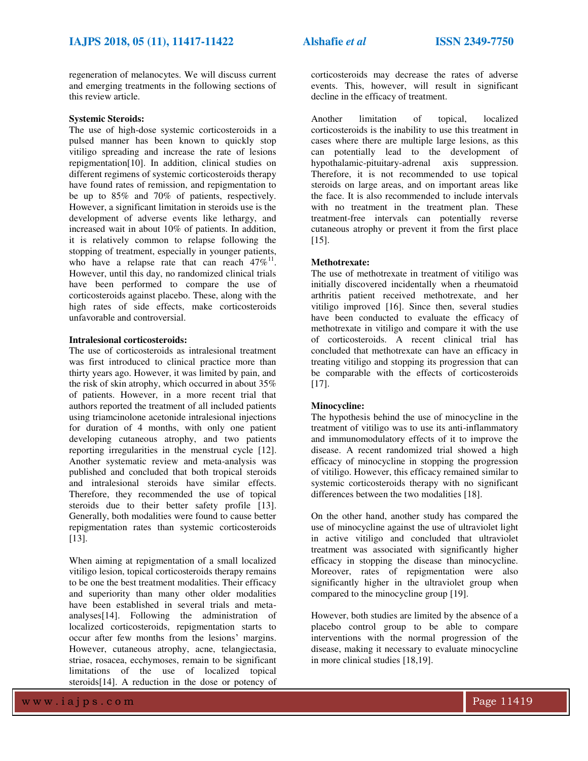regeneration of melanocytes. We will discuss current and emerging treatments in the following sections of this review article.

**Systemic Steroids:**

The use of high-dose systemic corticosteroids in a pulsed manner has been known to quickly stop vitiligo spreading and increase the rate of lesions repigmentation[10]. In addition, clinical studies on different regimens of systemic corticosteroids therapy have found rates of remission, and repigmentation to be up to 85% and 70% of patients, respectively. However, a significant limitation in steroids use is the development of adverse events like lethargy, and increased wait in about 10% of patients. In addition, it is relatively common to relapse following the stopping of treatment, especially in younger patients, who have a relapse rate that can reach 47%[11]. However, until this day, no randomized clinical trials have been performed to compare the use of corticosteroids against placebo. These, along with the high rates of side effects, make corticosteroids unfavorable and controversial.

**Intralesional corticosteroids:**

The use of corticosteroids as intralesional treatment was first introduced to clinical practice more than thirty years ago. However, it was limited by pain, and the risk of skin atrophy, which occurred in about 35% of patients. However, in a more recent trial that authors reported the treatment of all included patients using triamcinolone acetonide intralesional injections for duration of 4 months, with only one patient developing cutaneous atrophy, and two patients reporting irregularities in the menstrual cycle [12]. Another systematic review and meta-analysis was published and concluded that both tropical steroids and intralesional steroids have similar effects. Therefore, they recommended the use of topical steroids due to their better safety profile [13]. Generally, both modalities were found to cause better repigmentation rates than systemic corticosteroids [13].

When aiming at repigmentation of a small localized vitiligo lesion, topical corticosteroids therapy remains to be one the best treatment modalities. Their efficacy and superiority than many other older modalities have been established in several trials and meta-analyses[14]. Following the administration of localized corticosteroids, repigmentation starts to occur after few months from the lesions' margins. However, cutaneous atrophy, acne, telangiectasia, striae, rosacea, ecchymoses, remain to be significant limitations of the use of localized topical steroids[14]. A reduction in the dose or potency of corticosteroids may decrease the rates of adverse events. This, however, will result in significant decline in the efficacy of treatment.

Another limitation of topical, localized corticosteroids is the inability to use this treatment in cases where there are multiple large lesions, as this can potentially lead to the development of hypothalamic-pituitary-adrenal axis suppression. Therefore, it is not recommended to use topical steroids on large areas, and on important areas like the face. It is also recommended to include intervals with no treatment in the treatment plan. These treatment-free intervals can potentially reverse cutaneous atrophy or prevent it from the first place [15].

**Methotrexate:**

The use of methotrexate in treatment of vitiligo was initially discovered incidentally when a rheumatoid arthritis patient received methotrexate, and her vitiligo improved [16]. Since then, several studies have been conducted to evaluate the efficacy of methotrexate in vitiligo and compare it with the use of corticosteroids. A recent clinical trial has concluded that methotrexate can have an efficacy in treating vitiligo and stopping its progression that can be comparable with the effects of corticosteroids [17].

**Minocycline:**

The hypothesis behind the use of minocycline in the treatment of vitiligo was to use its anti-inflammatory and immunomodulatory effects of it to improve the disease. A recent randomized trial showed a high efficacy of minocycline in stopping the progression of vitiligo. However, this efficacy remained similar to systemic corticosteroids therapy with no significant differences between the two modalities [18].

On the other hand, another study has compared the use of minocycline against the use of ultraviolet light in active vitiligo and concluded that ultraviolet treatment was associated with significantly higher efficacy in stopping the disease than minocycline. Moreover, rates of repigmentation were also significantly higher in the ultraviolet group when compared to the minocycline group [19].

However, both studies are limited by the absence of a placebo control group to be able to compare interventions with the normal progression of the disease, making it necessary to evaluate minocycline in more clinical studies [18,19].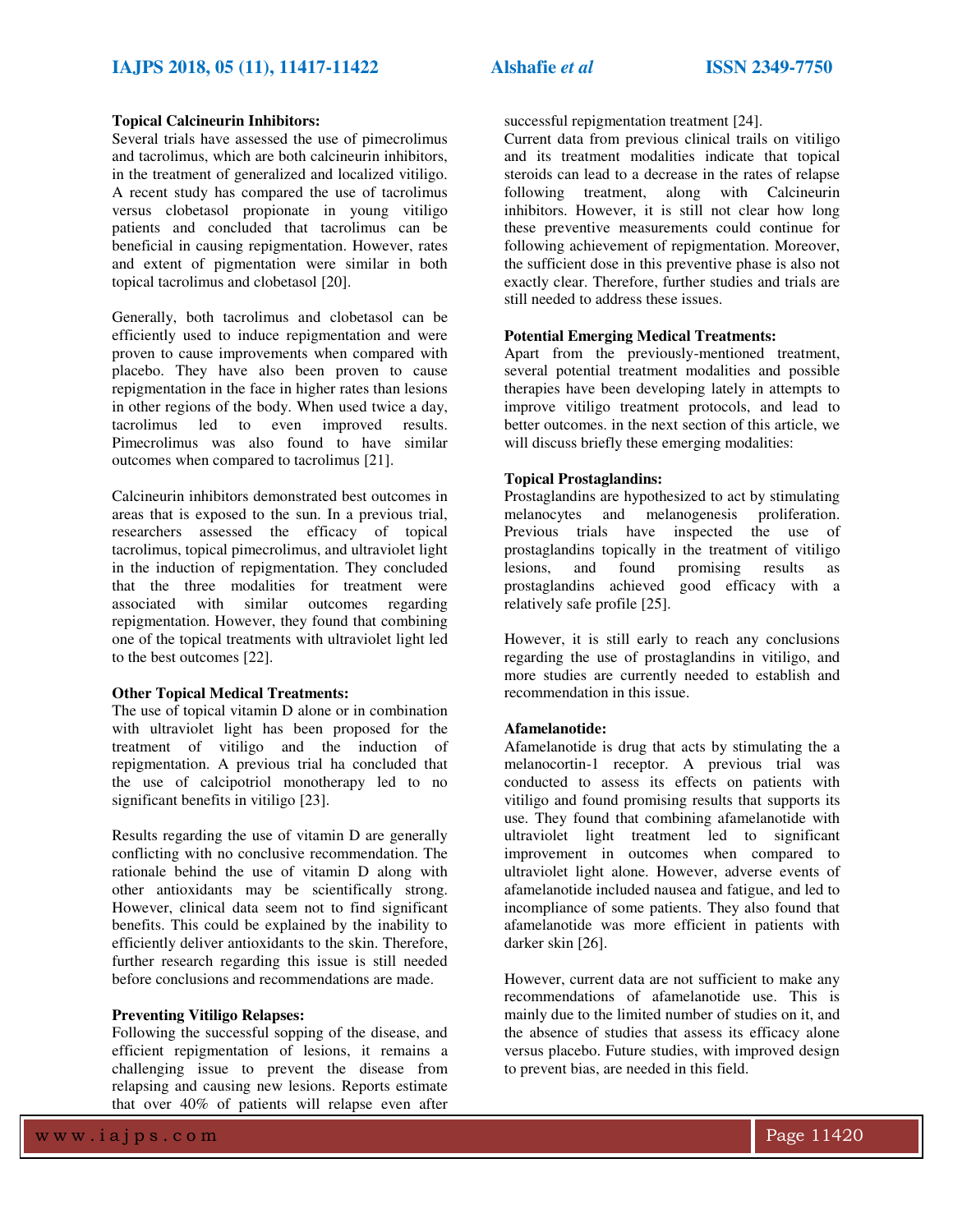**Topical Calcineurin Inhibitors:**

Several trials have assessed the use of pimecrolimus and tacrolimus, which are both calcineurin inhibitors, in the treatment of generalized and localized vitiligo. A recent study has compared the use of tacrolimus versus clobetasol propionate in young vitiligo patients and concluded that tacrolimus can be beneficial in causing repigmentation. However, rates and extent of pigmentation were similar in both topical tacrolimus and clobetasol [20].

Generally, both tacrolimus and clobetasol can be efficiently used to induce repigmentation and were proven to cause improvements when compared with placebo. They have also been proven to cause repigmentation in the face in higher rates than lesions in other regions of the body. When used twice a day, tacrolimus led to even improved results. Pimecrolimus was also found to have similar outcomes when compared to tacrolimus [21].

Calcineurin inhibitors demonstrated best outcomes in areas that is exposed to the sun. In a previous trial, researchers assessed the efficacy of topical tacrolimus, topical pimecrolimus, and ultraviolet light in the induction of repigmentation. They concluded that the three modalities for treatment were associated with similar outcomes regarding repigmentation. However, they found that combining one of the topical treatments with ultraviolet light led to the best outcomes [22].

**Other Topical Medical Treatments:**

The use of topical vitamin D alone or in combination with ultraviolet light has been proposed for the treatment of vitiligo and the induction of repigmentation. A previous trial ha concluded that the use of calcipotriol monotherapy led to no significant benefits in vitiligo [23].

Results regarding the use of vitamin D are generally conflicting with no conclusive recommendation. The rationale behind the use of vitamin D along with other antioxidants may be scientifically strong. However, clinical data seem not to find significant benefits. This could be explained by the inability to efficiently deliver antioxidants to the skin. Therefore, further research regarding this issue is still needed before conclusions and recommendations are made.

**Preventing Vitiligo Relapses:**

Following the successful sopping of the disease, and efficient repigmentation of lesions, it remains a challenging issue to prevent the disease from relapsing and causing new lesions. Reports estimate that over 40% of patients will relapse even after successful repigmentation treatment [24].

Current data from previous clinical trails on vitiligo and its treatment modalities indicate that topical steroids can lead to a decrease in the rates of relapse following treatment, along with Calcineurin inhibitors. However, it is still not clear how long these preventive measurements could continue for following achievement of repigmentation. Moreover, the sufficient dose in this preventive phase is also not exactly clear. Therefore, further studies and trials are still needed to address these issues.

**Potential Emerging Medical Treatments:**

Apart from the previously-mentioned treatment, several potential treatment modalities and possible therapies have been developing lately in attempts to improve vitiligo treatment protocols, and lead to better outcomes. in the next section of this article, we will discuss briefly these emerging modalities:

**Topical Prostaglandins:**

Prostaglandins are hypothesized to act by stimulating melanocytes and melanogenesis proliferation. Previous trials have inspected the use of prostaglandins topically in the treatment of vitiligo lesions, and found promising results as prostaglandins achieved good efficacy with a relatively safe profile [25].

However, it is still early to reach any conclusions regarding the use of prostaglandins in vitiligo, and more studies are currently needed to establish and recommendation in this issue.

**Afamelanotide:**

Afamelanotide is drug that acts by stimulating the a melanocortin-1 receptor. A previous trial was conducted to assess its effects on patients with vitiligo and found promising results that supports its use. They found that combining afamelanotide with ultraviolet light treatment led to significant improvement in outcomes when compared to ultraviolet light alone. However, adverse events of afamelanotide included nausea and fatigue, and led to incompliance of some patients. They also found that afamelanotide was more efficient in patients with darker skin [26].

However, current data are not sufficient to make any recommendations of afamelanotide use. This is mainly due to the limited number of studies on it, and the absence of studies that assess its efficacy alone versus placebo. Future studies, with improved design to prevent bias, are needed in this field.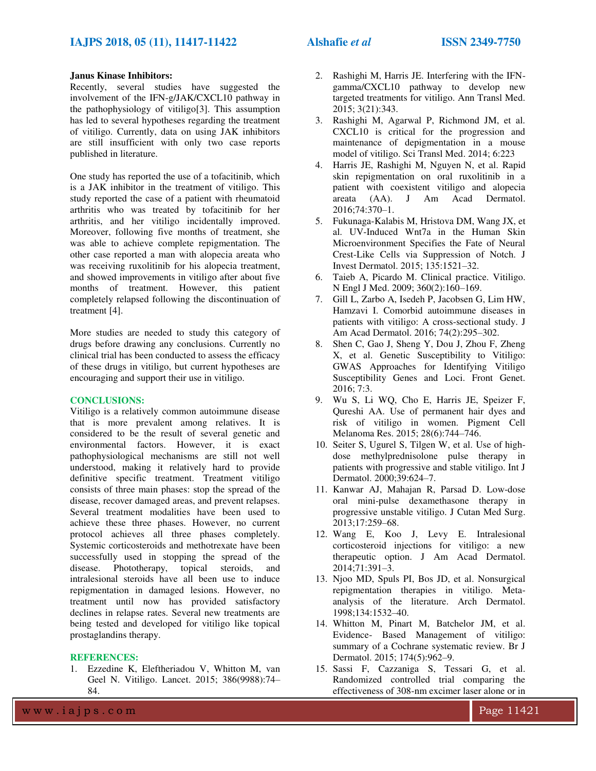**Janus Kinase Inhibitors:**

Recently, several studies have suggested the involvement of the IFN-g/JAK/CXCL10 pathway in the pathophysiology of vitiligo[3]. This assumption has led to several hypotheses regarding the treatment of vitiligo. Currently, data on using JAK inhibitors are still insufficient with only two case reports published in literature.

One study has reported the use of a tofacitinib, which is a JAK inhibitor in the treatment of vitiligo. This study reported the case of a patient with rheumatoid arthritis who was treated by tofacitinib for her arthritis, and her vitiligo incidentally improved. Moreover, following five months of treatment, she was able to achieve complete repigmentation. The other case reported a man with alopecia areata who was receiving ruxolitinib for his alopecia treatment, and showed improvements in vitiligo after about five months of treatment. However, this patient completely relapsed following the discontinuation of treatment [4].

More studies are needed to study this category of drugs before drawing any conclusions. Currently no clinical trial has been conducted to assess the efficacy of these drugs in vitiligo, but current hypotheses are encouraging and support their use in vitiligo.

## CONCLUSIONS:

Vitiligo is a relatively common autoimmune disease that is more prevalent among relatives. It is considered to be the result of several genetic and environmental factors. However, it is exact pathophysiological mechanisms are still not well understood, making it relatively hard to provide definitive specific treatment. Treatment vitiligo consists of three main phases: stop the spread of the disease, recover damaged areas, and prevent relapses. Several treatment modalities have been used to achieve these three phases. However, no current protocol achieves all three phases completely. Systemic corticosteroids and methotrexate have been successfully used in stopping the spread of the disease. Phototherapy, topical steroids, and intralesional steroids have all been use to induce repigmentation in damaged lesions. However, no treatment until now has provided satisfactory declines in relapse rates. Several new treatments are being tested and developed for vitiligo like topical prostaglandins therapy.

## REFERENCES:

1. Ezzedine K, Eleftheriadou V, Whitton M, van Geel N. Vitiligo. Lancet. 2015; 386(9988):74–84.
2. Rashighi M, Harris JE. Interfering with the IFN-gamma/CXCL10 pathway to develop new targeted treatments for vitiligo. Ann Transl Med. 2015; 3(21):343.
3. Rashighi M, Agarwal P, Richmond JM, et al. CXCL10 is critical for the progression and maintenance of depigmentation in a mouse model of vitiligo. Sci Transl Med. 2014; 6:223
4. Harris JE, Rashighi M, Nguyen N, et al. Rapid skin repigmentation on oral ruxolitinib in a patient with coexistent vitiligo and alopecia areata (AA). J Am Acad Dermatol. 2016;74:370–1.
5. Fukunaga-Kalabis M, Hristova DM, Wang JX, et al. UV-Induced Wnt7a in the Human Skin Microenvironment Specifies the Fate of Neural Crest-Like Cells via Suppression of Notch. J Invest Dermatol. 2015; 135:1521–32.
6. Taieb A, Picardo M. Clinical practice. Vitiligo. N Engl J Med. 2009; 360(2):160–169.
7. Gill L, Zarbo A, Isedeh P, Jacobsen G, Lim HW, Hamzavi I. Comorbid autoimmune diseases in patients with vitiligo: A cross-sectional study. J Am Acad Dermatol. 2016; 74(2):295–302.
8. Shen C, Gao J, Sheng Y, Dou J, Zhou F, Zheng X, et al. Genetic Susceptibility to Vitiligo: GWAS Approaches for Identifying Vitiligo Susceptibility Genes and Loci. Front Genet. 2016; 7:3.
9. Wu S, Li WQ, Cho E, Harris JE, Speizer F, Qureshi AA. Use of permanent hair dyes and risk of vitiligo in women. Pigment Cell Melanoma Res. 2015; 28(6):744–746.
10. Seiter S, Ugurel S, Tilgen W, et al. Use of high-dose methylprednisolone pulse therapy in patients with progressive and stable vitiligo. Int J Dermatol. 2000;39:624–7.
11. Kanwar AJ, Mahajan R, Parsad D. Low-dose oral mini-pulse dexamethasone therapy in progressive unstable vitiligo. J Cutan Med Surg. 2013;17:259–68.
12. Wang E, Koo J, Levy E. Intralesional corticosteroid injections for vitiligo: a new therapeutic option. J Am Acad Dermatol. 2014;71:391–3.
13. Njoo MD, Spuls PI, Bos JD, et al. Nonsurgical repigmentation therapies in vitiligo. Meta-analysis of the literature. Arch Dermatol. 1998;134:1532–40.
14. Whitton M, Pinart M, Batchelor JM, et al. Evidence- Based Management of vitiligo: summary of a Cochrane systematic review. Br J Dermatol. 2015; 174(5):962–9.
15. Sassi F, Cazzaniga S, Tessari G, et al. Randomized controlled trial comparing the effectiveness of 308-nm excimer laser alone or in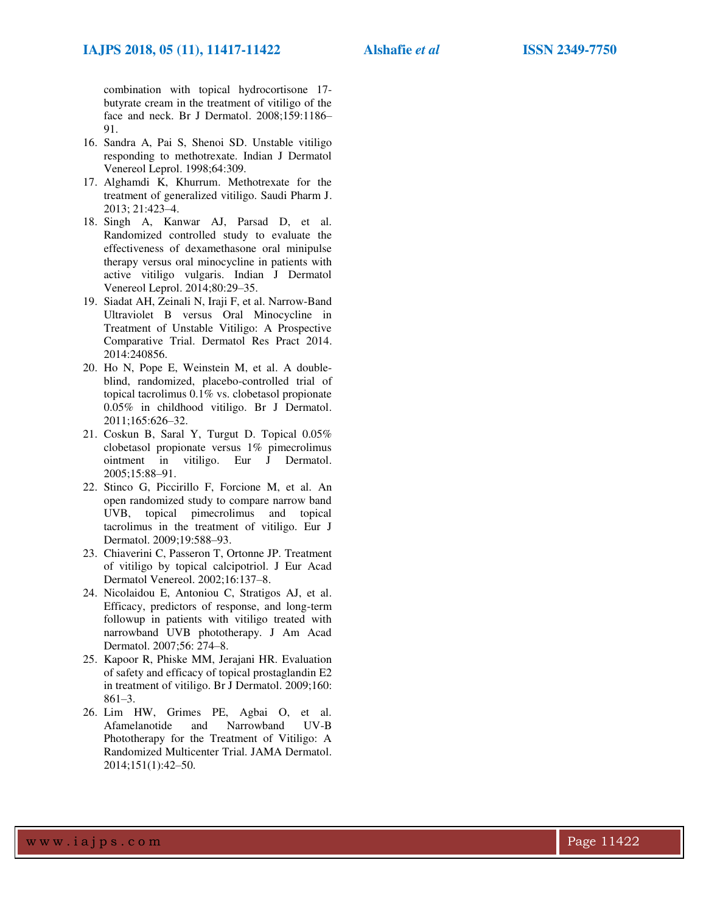combination with topical hydrocortisone 17-butyrate cream in the treatment of vitiligo of the face and neck. Br J Dermatol. 2008;159:1186–91.

16. Sandra A, Pai S, Shenoi SD. Unstable vitiligo responding to methotrexate. Indian J Dermatol Venereol Leprol. 1998;64:309.
17. Alghamdi K, Khurrum. Methotrexate for the treatment of generalized vitiligo. Saudi Pharm J. 2013; 21:423–4.
18. Singh A, Kanwar AJ, Parsad D, et al. Randomized controlled study to evaluate the effectiveness of dexamethasone oral minipulse therapy versus oral minocycline in patients with active vitiligo vulgaris. Indian J Dermatol Venereol Leprol. 2014;80:29–35.
19. Siadat AH, Zeinali N, Iraji F, et al. Narrow-Band Ultraviolet B versus Oral Minocycline in Treatment of Unstable Vitiligo: A Prospective Comparative Trial. Dermatol Res Pract 2014. 2014:240856.
20. Ho N, Pope E, Weinstein M, et al. A double-blind, randomized, placebo-controlled trial of topical tacrolimus 0.1% vs. clobetasol propionate 0.05% in childhood vitiligo. Br J Dermatol. 2011;165:626–32.
21. Coskun B, Saral Y, Turgut D. Topical 0.05% clobetasol propionate versus 1% pimecrolimus ointment in vitiligo. Eur J Dermatol. 2005;15:88–91.
22. Stinco G, Piccirillo F, Forcione M, et al. An open randomized study to compare narrow band UVB, topical pimecrolimus and topical tacrolimus in the treatment of vitiligo. Eur J Dermatol. 2009;19:588–93.
23. Chiaverini C, Passeron T, Ortonne JP. Treatment of vitiligo by topical calcipotriol. J Eur Acad Dermatol Venereol. 2002;16:137–8.
24. Nicolaidou E, Antoniou C, Stratigos AJ, et al. Efficacy, predictors of response, and long-term followup in patients with vitiligo treated with narrowband UVB phototherapy. J Am Acad Dermatol. 2007;56: 274–8.
25. Kapoor R, Phiske MM, Jerajani HR. Evaluation of safety and efficacy of topical prostaglandin E2 in treatment of vitiligo. Br J Dermatol. 2009;160: 861–3.
26. Lim HW, Grimes PE, Agbai O, et al. Afamelanotide and Narrowband UV-B Phototherapy for the Treatment of Vitiligo: A Randomized Multicenter Trial. JAMA Dermatol. 2014;151(1):42–50.